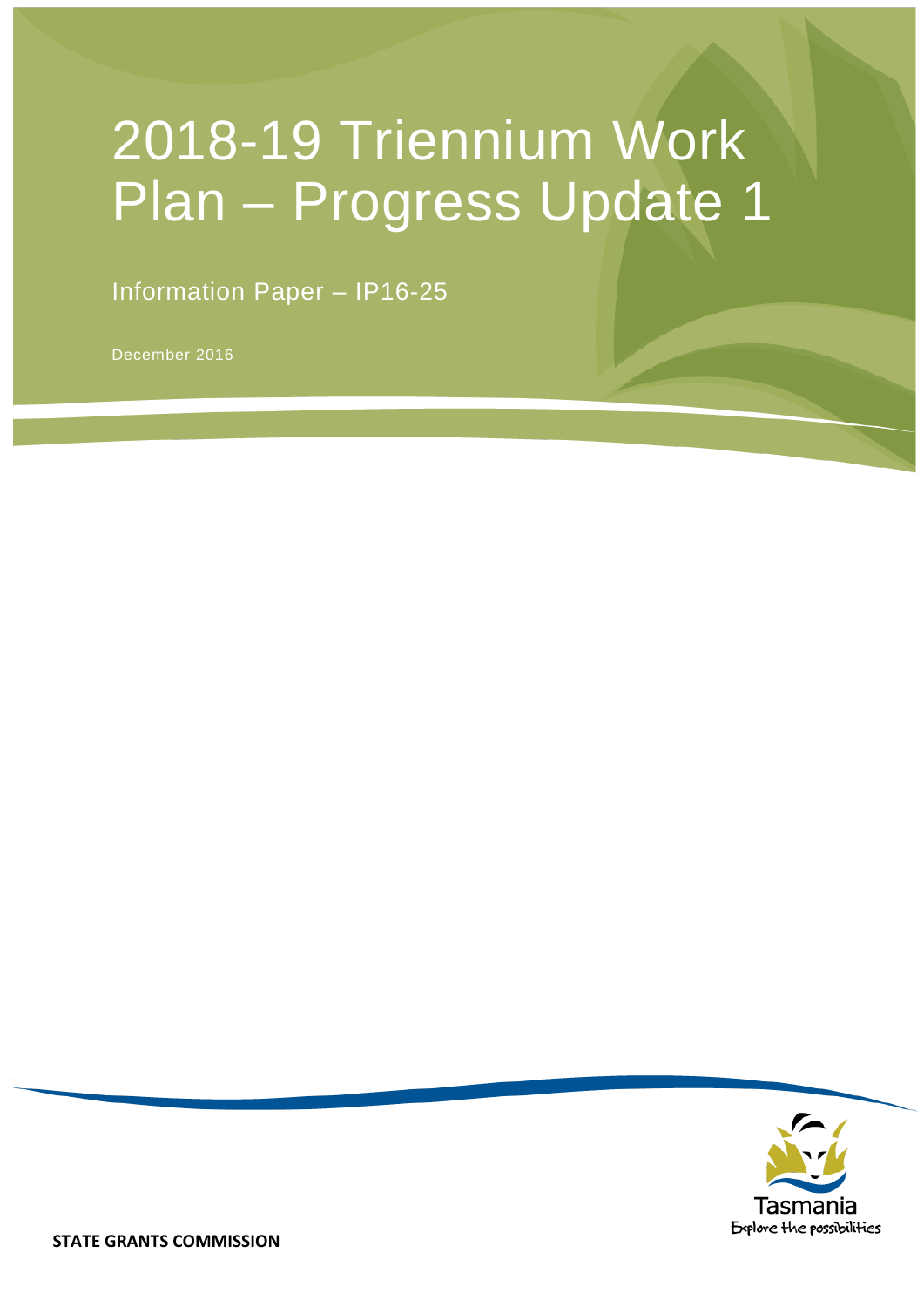# 2018-19 Triennium Work Plan – Progress Update 1

Information Paper – IP16-25

December 2016

Tasmania
Explore the possibilities

**STATE GRANTS COMMISSION**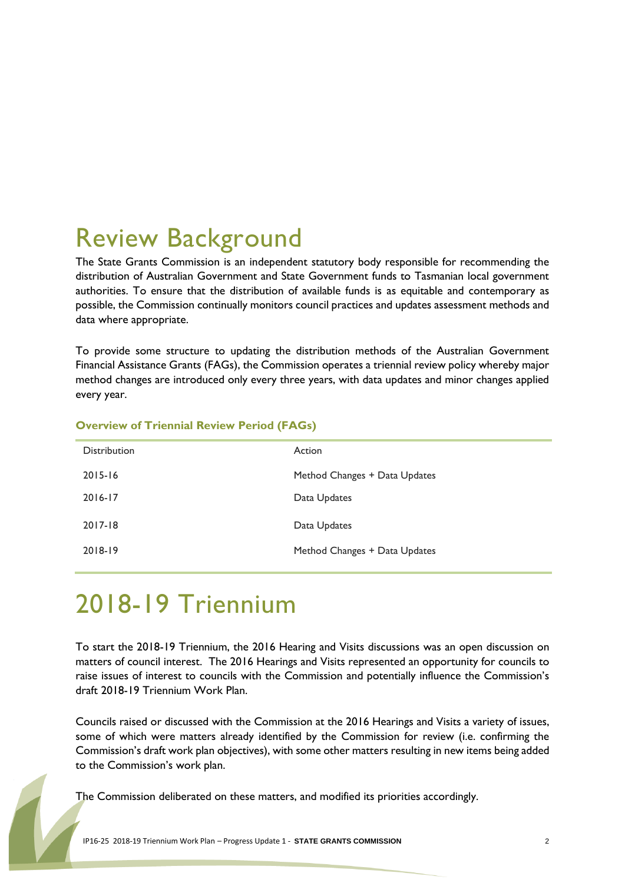# Review Background

The State Grants Commission is an independent statutory body responsible for recommending the distribution of Australian Government and State Government funds to Tasmanian local government authorities. To ensure that the distribution of available funds is as equitable and contemporary as possible, the Commission continually monitors council practices and updates assessment methods and data where appropriate.

To provide some structure to updating the distribution methods of the Australian Government Financial Assistance Grants (FAGs), the Commission operates a triennial review policy whereby major method changes are introduced only every three years, with data updates and minor changes applied every year.

### Overview of Triennial Review Period (FAGs)

| Distribution | Action |
|---|---|
| 2015-16 | Method Changes + Data Updates |
| 2016-17 | Data Updates |
| 2017-18 | Data Updates |
| 2018-19 | Method Changes + Data Updates |

# 2018-19 Triennium

To start the 2018-19 Triennium, the 2016 Hearing and Visits discussions was an open discussion on matters of council interest. The 2016 Hearings and Visits represented an opportunity for councils to raise issues of interest to councils with the Commission and potentially influence the Commission's draft 2018-19 Triennium Work Plan.

Councils raised or discussed with the Commission at the 2016 Hearings and Visits a variety of issues, some of which were matters already identified by the Commission for review (i.e. confirming the Commission's draft work plan objectives), with some other matters resulting in new items being added to the Commission's work plan.

The Commission deliberated on these matters, and modified its priorities accordingly.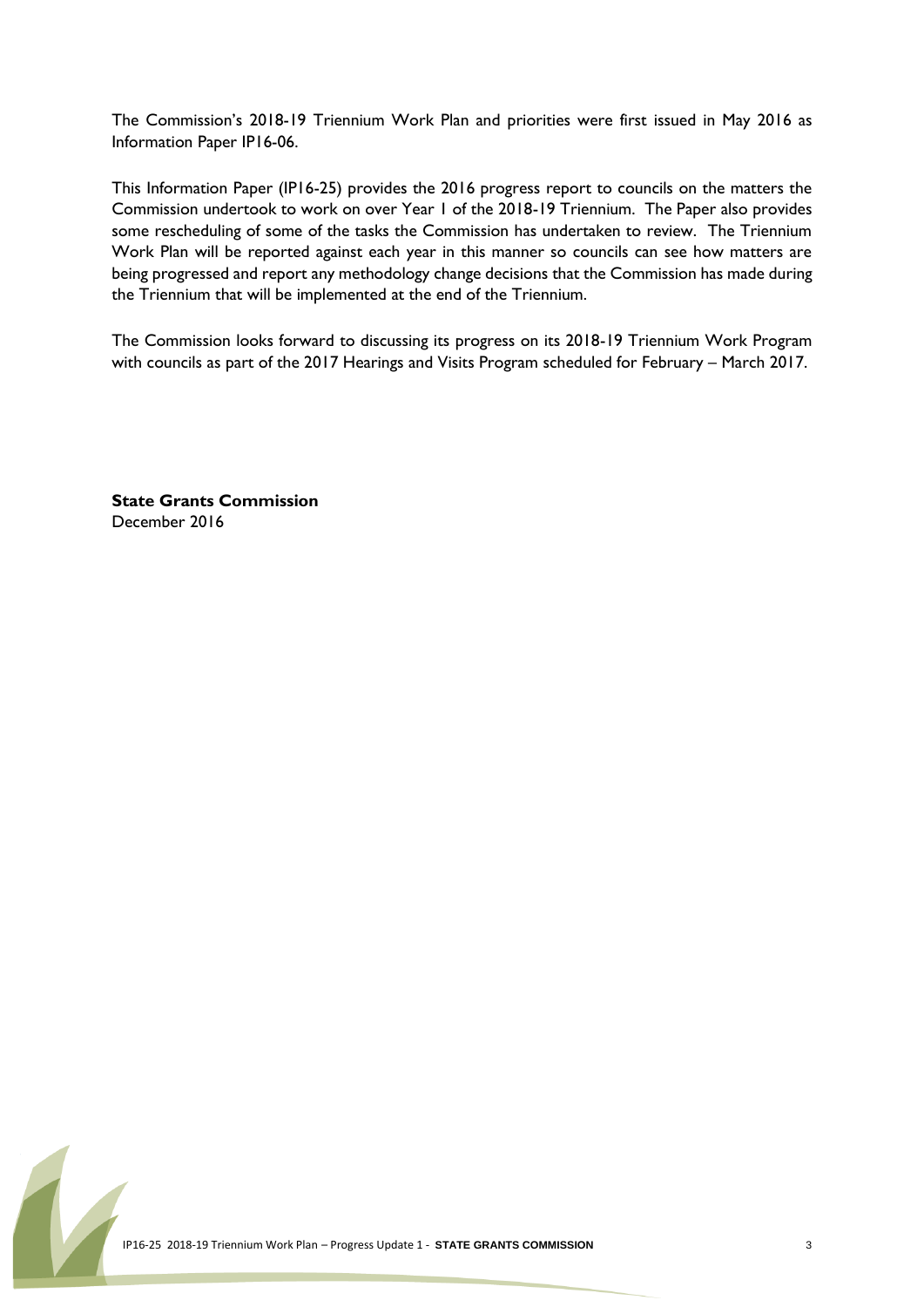The Commission's 2018-19 Triennium Work Plan and priorities were first issued in May 2016 as Information Paper IP16-06.

This Information Paper (IP16-25) provides the 2016 progress report to councils on the matters the Commission undertook to work on over Year 1 of the 2018-19 Triennium. The Paper also provides some rescheduling of some of the tasks the Commission has undertaken to review. The Triennium Work Plan will be reported against each year in this manner so councils can see how matters are being progressed and report any methodology change decisions that the Commission has made during the Triennium that will be implemented at the end of the Triennium.

The Commission looks forward to discussing its progress on its 2018-19 Triennium Work Program with councils as part of the 2017 Hearings and Visits Program scheduled for February – March 2017.

**State Grants Commission**
December 2016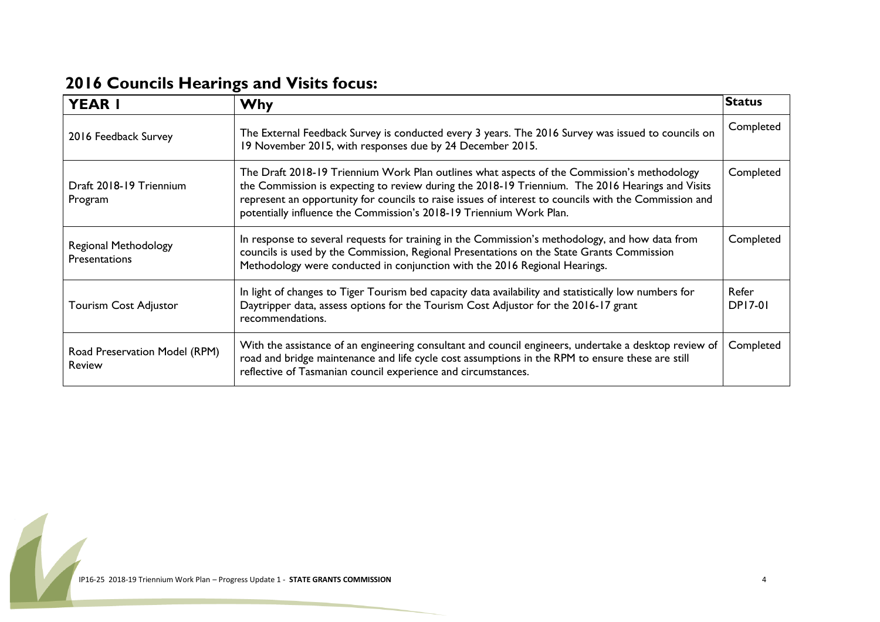## 2016 Councils Hearings and Visits focus:

| YEAR 1 | Why | Status |
|---|---|---|
| 2016 Feedback Survey | The External Feedback Survey is conducted every 3 years. The 2016 Survey was issued to councils on 19 November 2015, with responses due by 24 December 2015. | Completed |
| Draft 2018-19 Triennium Program | The Draft 2018-19 Triennium Work Plan outlines what aspects of the Commission's methodology the Commission is expecting to review during the 2018-19 Triennium. The 2016 Hearings and Visits represent an opportunity for councils to raise issues of interest to councils with the Commission and potentially influence the Commission's 2018-19 Triennium Work Plan. | Completed |
| Regional Methodology Presentations | In response to several requests for training in the Commission's methodology, and how data from councils is used by the Commission, Regional Presentations on the State Grants Commission Methodology were conducted in conjunction with the 2016 Regional Hearings. | Completed |
| Tourism Cost Adjustor | In light of changes to Tiger Tourism bed capacity data availability and statistically low numbers for Daytripper data, assess options for the Tourism Cost Adjustor for the 2016-17 grant recommendations. | Refer DP17-01 |
| Road Preservation Model (RPM) Review | With the assistance of an engineering consultant and council engineers, undertake a desktop review of road and bridge maintenance and life cycle cost assumptions in the RPM to ensure these are still reflective of Tasmanian council experience and circumstances. | Completed |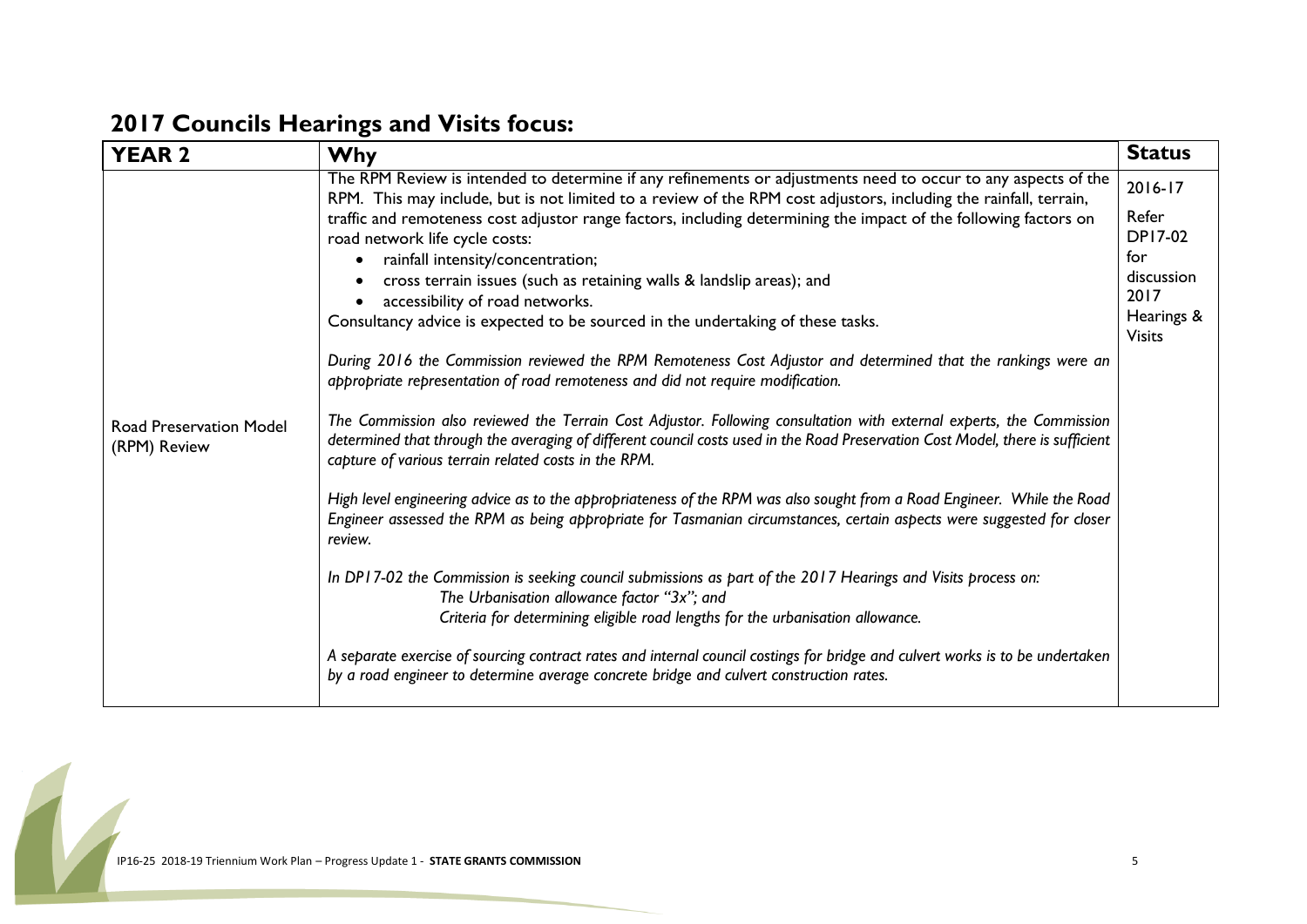## 2017 Councils Hearings and Visits focus:

| YEAR 2 | Why | Status |
|---|---|---|
| Road Preservation Model (RPM) Review | The RPM Review is intended to determine if any refinements or adjustments need to occur to any aspects of the RPM. This may include, but is not limited to a review of the RPM cost adjustors, including the rainfall, terrain, traffic and remoteness cost adjustor range factors, including determining the impact of the following factors on road network life cycle costs:<br>• rainfall intensity/concentration;<br>• cross terrain issues (such as retaining walls & landslip areas); and<br>• accessibility of road networks.<br>Consultancy advice is expected to be sourced in the undertaking of these tasks.<br><br>*During 2016 the Commission reviewed the RPM Remoteness Cost Adjustor and determined that the rankings were an appropriate representation of road remoteness and did not require modification.*<br><br>*The Commission also reviewed the Terrain Cost Adjustor. Following consultation with external experts, the Commission determined that through the averaging of different council costs used in the Road Preservation Cost Model, there is sufficient capture of various terrain related costs in the RPM.*<br><br>*High level engineering advice as to the appropriateness of the RPM was also sought from a Road Engineer. While the Road Engineer assessed the RPM as being appropriate for Tasmanian circumstances, certain aspects were suggested for closer review.*<br><br>*In DP17-02 the Commission is seeking council submissions as part of the 2017 Hearings and Visits process on:*<br>*The Urbanisation allowance factor "3x"; and*<br>*Criteria for determining eligible road lengths for the urbanisation allowance.*<br><br>*A separate exercise of sourcing contract rates and internal council costings for bridge and culvert works is to be undertaken by a road engineer to determine average concrete bridge and culvert construction rates.* | 2016-17<br><br>Refer DP17-02 for discussion 2017 Hearings & Visits |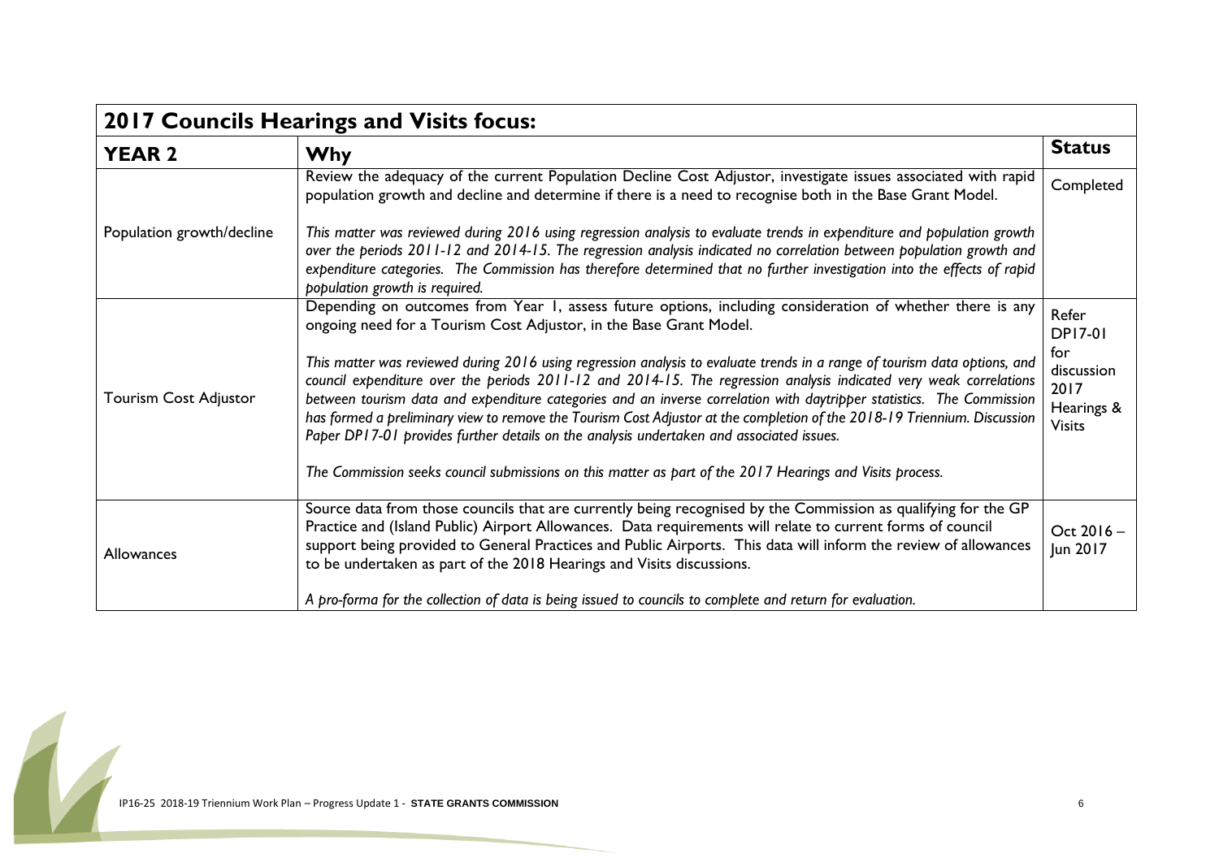| 2017 Councils Hearings and Visits focus: | | |
|---|---|---|
| **YEAR 2** | **Why** | **Status** |
| Population growth/decline | Review the adequacy of the current Population Decline Cost Adjustor, investigate issues associated with rapid population growth and decline and determine if there is a need to recognise both in the Base Grant Model.<br><br>*This matter was reviewed during 2016 using regression analysis to evaluate trends in expenditure and population growth over the periods 2011-12 and 2014-15. The regression analysis indicated no correlation between population growth and expenditure categories. The Commission has therefore determined that no further investigation into the effects of rapid population growth is required.* | Completed |
| Tourism Cost Adjustor | Depending on outcomes from Year 1, assess future options, including consideration of whether there is any ongoing need for a Tourism Cost Adjustor, in the Base Grant Model.<br><br>*This matter was reviewed during 2016 using regression analysis to evaluate trends in a range of tourism data options, and council expenditure over the periods 2011-12 and 2014-15. The regression analysis indicated very weak correlations between tourism data and expenditure categories and an inverse correlation with daytripper statistics. The Commission has formed a preliminary view to remove the Tourism Cost Adjustor at the completion of the 2018-19 Triennium. Discussion Paper DP17-01 provides further details on the analysis undertaken and associated issues.*<br><br>*The Commission seeks council submissions on this matter as part of the 2017 Hearings and Visits process.* | Refer DP17-01 for discussion 2017 Hearings & Visits |
| Allowances | Source data from those councils that are currently being recognised by the Commission as qualifying for the GP Practice and (Island Public) Airport Allowances. Data requirements will relate to current forms of council support being provided to General Practices and Public Airports. This data will inform the review of allowances to be undertaken as part of the 2018 Hearings and Visits discussions.<br><br>*A pro-forma for the collection of data is being issued to councils to complete and return for evaluation.* | Oct 2016 – Jun 2017 |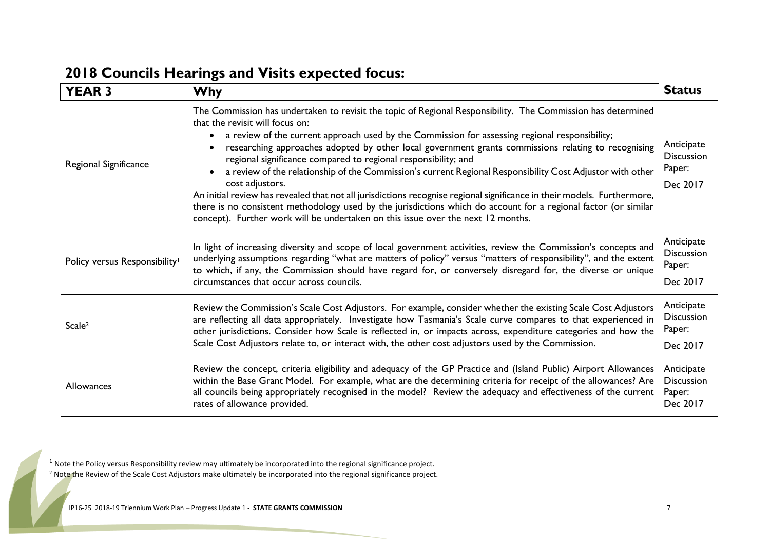## 2018 Councils Hearings and Visits expected focus:

| YEAR 3 | Why | Status |
|---|---|---|
| Regional Significance | The Commission has undertaken to revisit the topic of Regional Responsibility. The Commission has determined that the revisit will focus on:<br>• a review of the current approach used by the Commission for assessing regional responsibility;<br>• researching approaches adopted by other local government grants commissions relating to recognising regional significance compared to regional responsibility; and<br>• a review of the relationship of the Commission's current Regional Responsibility Cost Adjustor with other cost adjustors.<br>An initial review has revealed that not all jurisdictions recognise regional significance in their models. Furthermore, there is no consistent methodology used by the jurisdictions which do account for a regional factor (or similar concept). Further work will be undertaken on this issue over the next 12 months. | Anticipate Discussion Paper: Dec 2017 |
| Policy versus Responsibility[1] | In light of increasing diversity and scope of local government activities, review the Commission's concepts and underlying assumptions regarding "what are matters of policy" versus "matters of responsibility", and the extent to which, if any, the Commission should have regard for, or conversely disregard for, the diverse or unique circumstances that occur across councils. | Anticipate Discussion Paper: Dec 2017 |
| Scale[2] | Review the Commission's Scale Cost Adjustors. For example, consider whether the existing Scale Cost Adjustors are reflecting all data appropriately. Investigate how Tasmania's Scale curve compares to that experienced in other jurisdictions. Consider how Scale is reflected in, or impacts across, expenditure categories and how the Scale Cost Adjustors relate to, or interact with, the other cost adjustors used by the Commission. | Anticipate Discussion Paper: Dec 2017 |
| Allowances | Review the concept, criteria eligibility and adequacy of the GP Practice and (Island Public) Airport Allowances within the Base Grant Model. For example, what are the determining criteria for receipt of the allowances? Are all councils being appropriately recognised in the model? Review the adequacy and effectiveness of the current rates of allowance provided. | Anticipate Discussion Paper: Dec 2017 |

[1] Note the Policy versus Responsibility review may ultimately be incorporated into the regional significance project.

[2] Note the Review of the Scale Cost Adjustors make ultimately be incorporated into the regional significance project.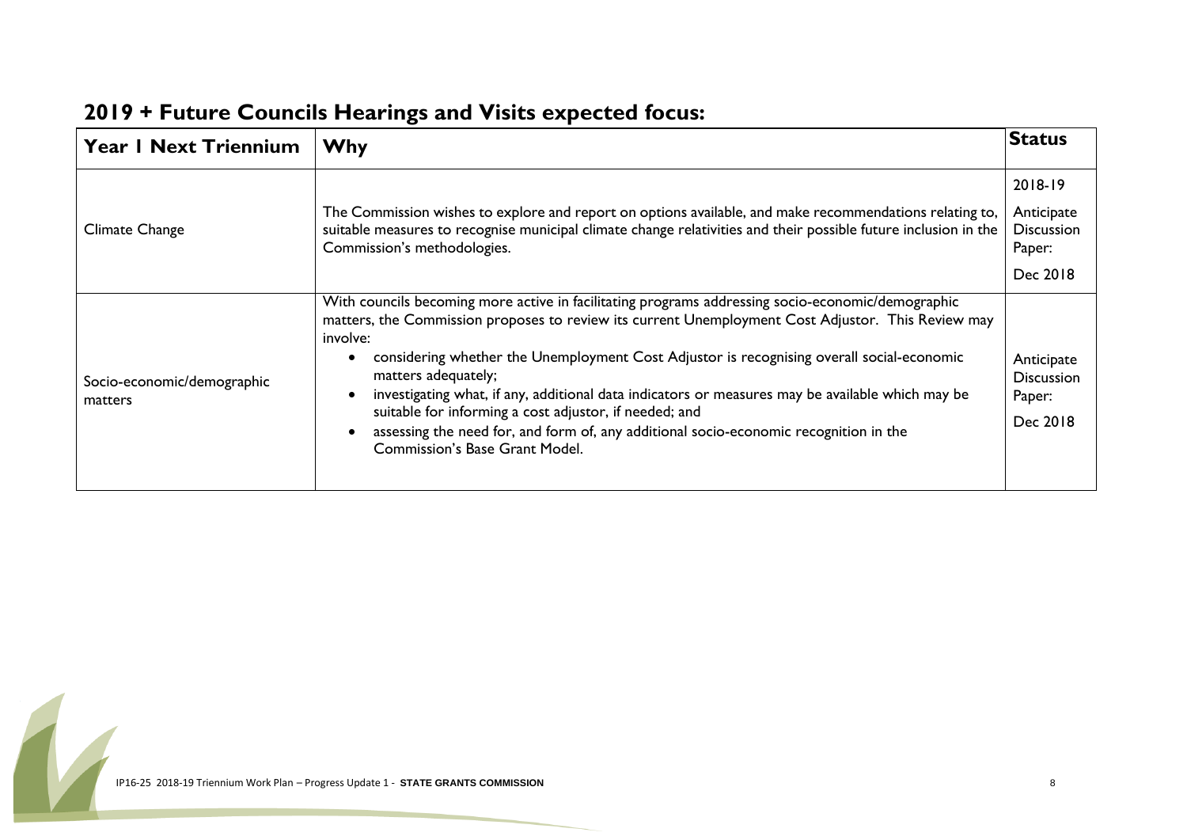## 2019 + Future Councils Hearings and Visits expected focus:

| Year 1 Next Triennium | Why | Status |
|---|---|---|
| Climate Change | The Commission wishes to explore and report on options available, and make recommendations relating to, suitable measures to recognise municipal climate change relativities and their possible future inclusion in the Commission's methodologies. | 2018-19 Anticipate Discussion Paper: Dec 2018 |
| Socio-economic/demographic matters | With councils becoming more active in facilitating programs addressing socio-economic/demographic matters, the Commission proposes to review its current Unemployment Cost Adjustor. This Review may involve: <br>• considering whether the Unemployment Cost Adjustor is recognising overall social-economic matters adequately; <br>• investigating what, if any, additional data indicators or measures may be available which may be suitable for informing a cost adjustor, if needed; and <br>• assessing the need for, and form of, any additional socio-economic recognition in the Commission's Base Grant Model. | Anticipate Discussion Paper: Dec 2018 |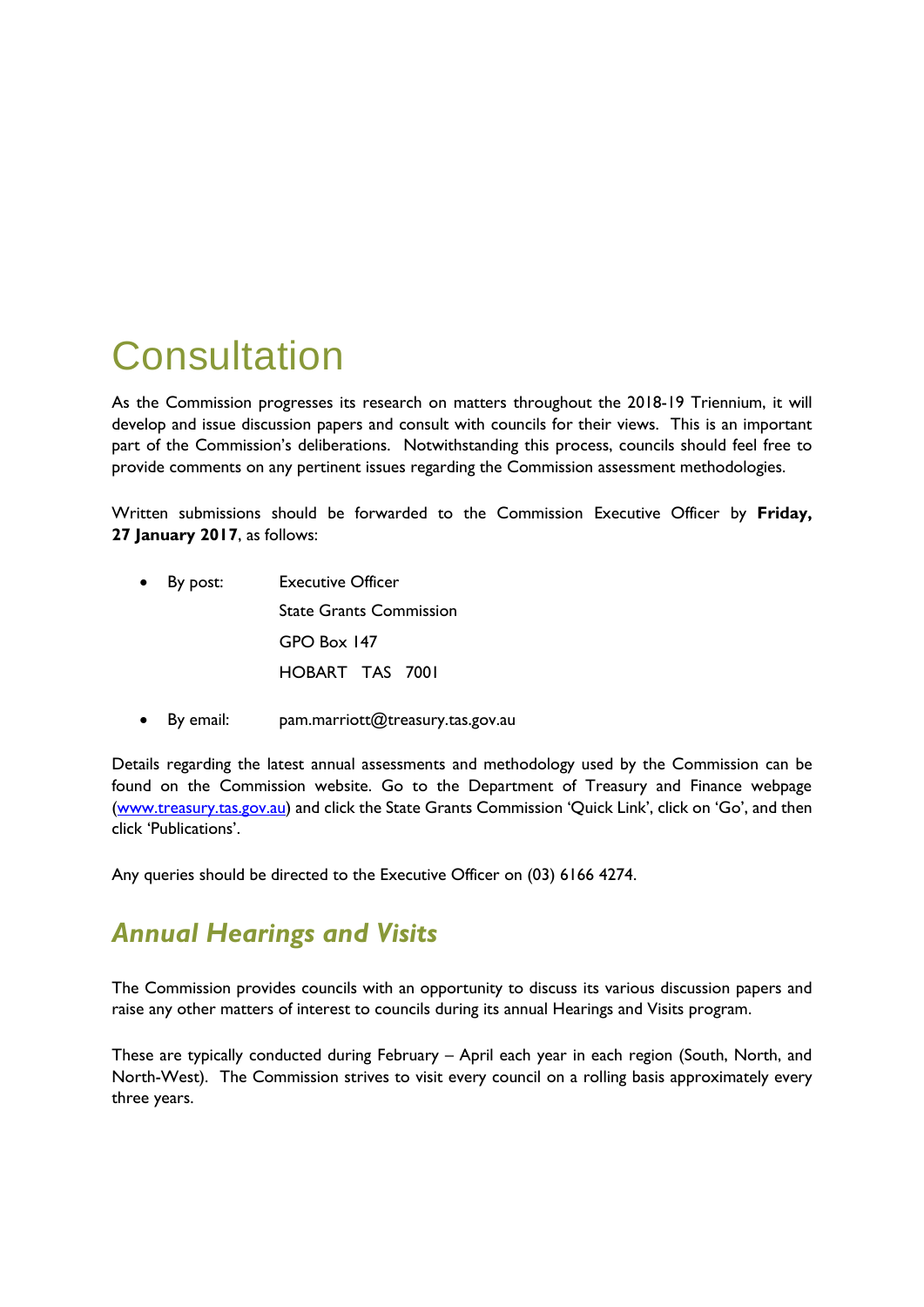# Consultation

As the Commission progresses its research on matters throughout the 2018-19 Triennium, it will develop and issue discussion papers and consult with councils for their views. This is an important part of the Commission's deliberations. Notwithstanding this process, councils should feel free to provide comments on any pertinent issues regarding the Commission assessment methodologies.

Written submissions should be forwarded to the Commission Executive Officer by **Friday, 27 January 2017**, as follows:

- By post: Executive Officer
  State Grants Commission
  GPO Box 147
  HOBART TAS 7001
- By email: pam.marriott@treasury.tas.gov.au

Details regarding the latest annual assessments and methodology used by the Commission can be found on the Commission website. Go to the Department of Treasury and Finance webpage (www.treasury.tas.gov.au) and click the State Grants Commission 'Quick Link', click on 'Go', and then click 'Publications'.

Any queries should be directed to the Executive Officer on (03) 6166 4274.

## *Annual Hearings and Visits*

The Commission provides councils with an opportunity to discuss its various discussion papers and raise any other matters of interest to councils during its annual Hearings and Visits program.

These are typically conducted during February – April each year in each region (South, North, and North-West). The Commission strives to visit every council on a rolling basis approximately every three years.